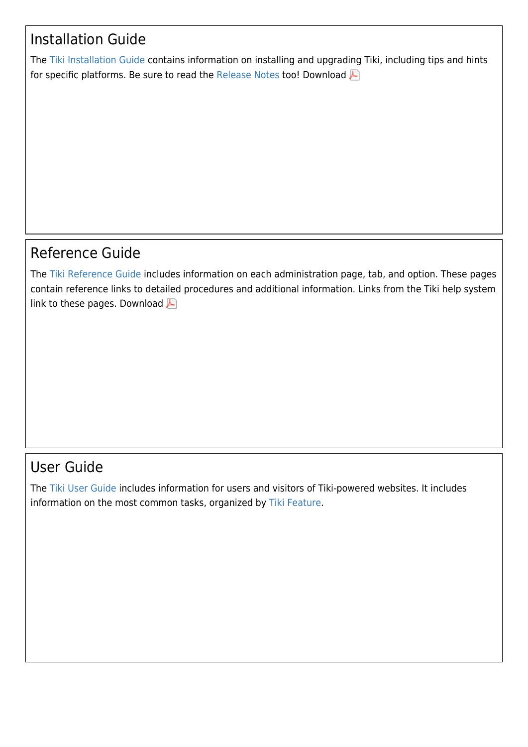## Installation Guide

The Tiki Installation Guide contains information on installing and upgrading Tiki, including tips and hints for specific platforms. Be sure to read the Release Notes too! Download

## Reference Guide

The Tiki Reference Guide includes information on each administration page, tab, and option. These pages contain reference links to detailed procedures and additional information. Links from the Tiki help system link to these pages. Download

## User Guide

The Tiki User Guide includes information for users and visitors of Tiki-powered websites. It includes information on the most common tasks, organized by Tiki Feature.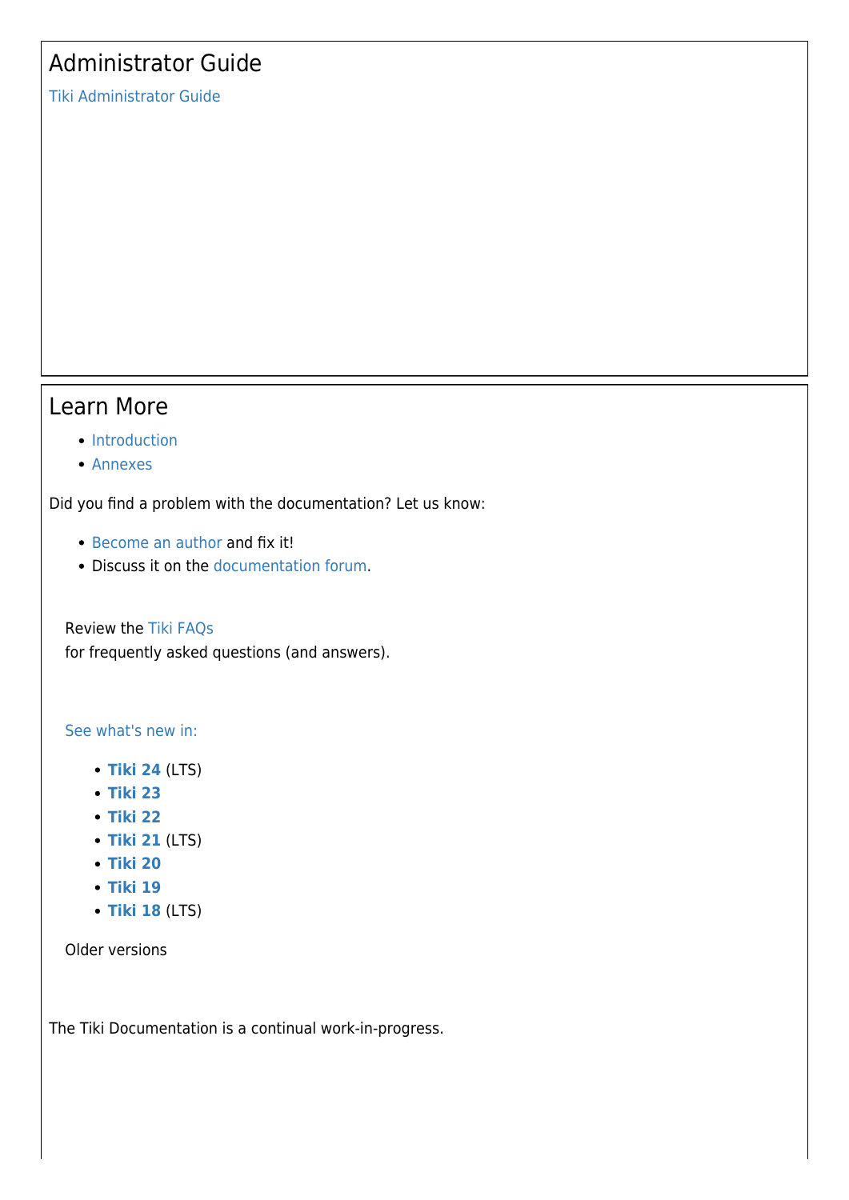## Administrator Guide

Tiki Administrator Guide

## Learn More

- Introduction
- Annexes

Did you find a problem with the documentation? Let us know:

- Become an author and fix it!
- Discuss it on the documentation forum.

Review the Tiki FAQs
for frequently asked questions (and answers).

See what's new in:

- **Tiki 24** (LTS)
- **Tiki 23**
- **Tiki 22**
- **Tiki 21** (LTS)
- **Tiki 20**
- **Tiki 19**
- **Tiki 18** (LTS)

Older versions

The Tiki Documentation is a continual work-in-progress.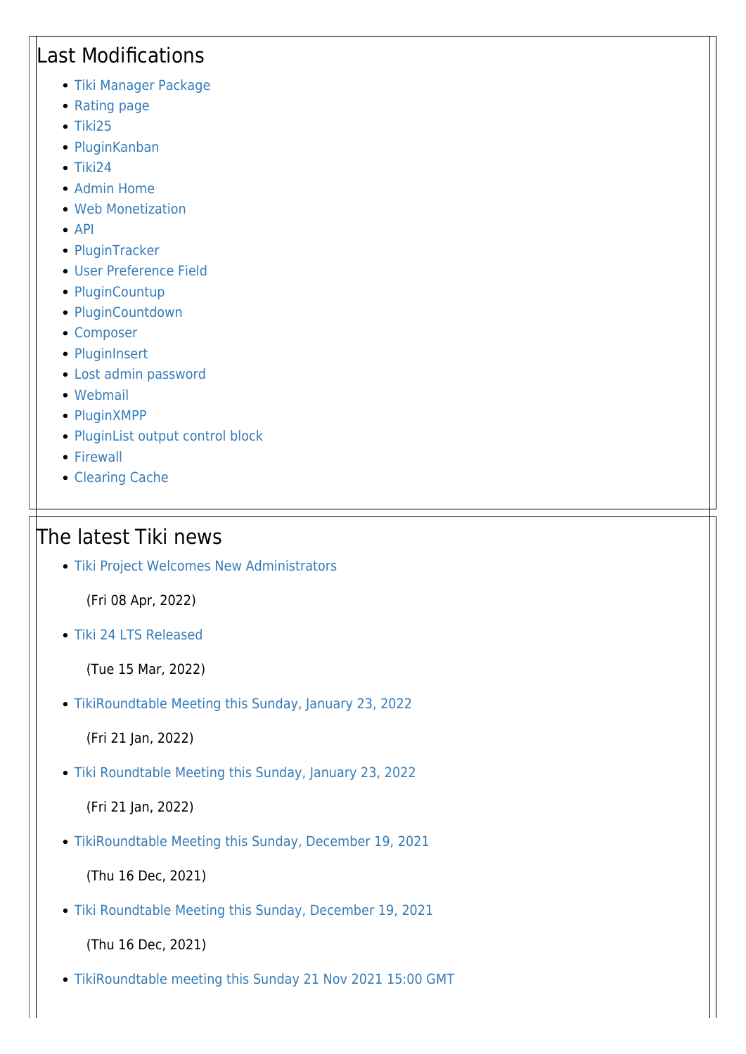## Last Modifications

- Tiki Manager Package
- Rating page
- Tiki25
- PluginKanban
- Tiki24
- Admin Home
- Web Monetization
- API
- PluginTracker
- User Preference Field
- PluginCountup
- PluginCountdown
- Composer
- PluginInsert
- Lost admin password
- Webmail
- PluginXMPP
- PluginList output control block
- Firewall
- Clearing Cache

## The latest Tiki news

- Tiki Project Welcomes New Administrators

  (Fri 08 Apr, 2022)

- Tiki 24 LTS Released

  (Tue 15 Mar, 2022)

- TikiRoundtable Meeting this Sunday, January 23, 2022

  (Fri 21 Jan, 2022)

- Tiki Roundtable Meeting this Sunday, January 23, 2022

  (Fri 21 Jan, 2022)

- TikiRoundtable Meeting this Sunday, December 19, 2021

  (Thu 16 Dec, 2021)

- Tiki Roundtable Meeting this Sunday, December 19, 2021

  (Thu 16 Dec, 2021)

- TikiRoundtable meeting this Sunday 21 Nov 2021 15:00 GMT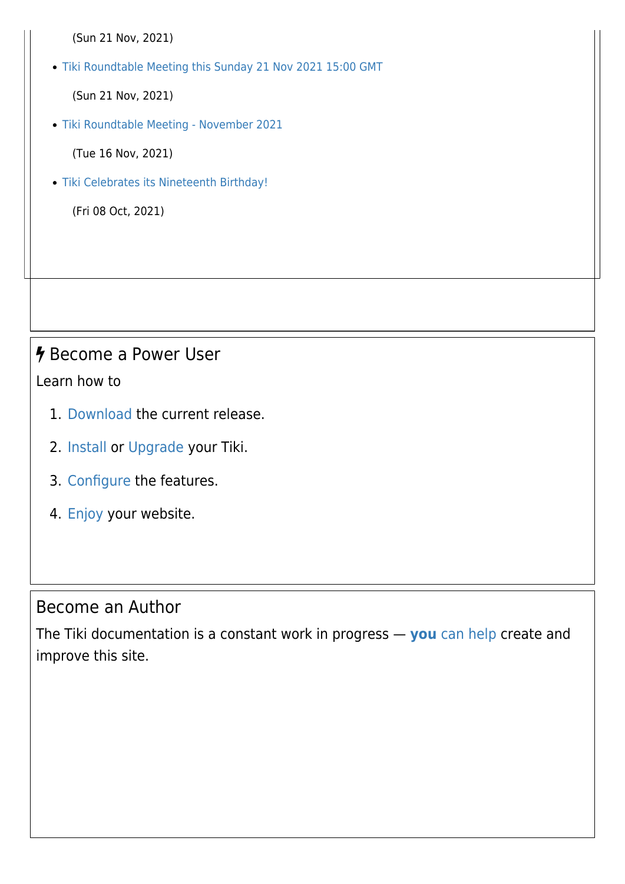(Sun 21 Nov, 2021)

- Tiki Roundtable Meeting this Sunday 21 Nov 2021 15:00 GMT

  (Sun 21 Nov, 2021)

- Tiki Roundtable Meeting - November 2021

  (Tue 16 Nov, 2021)

- Tiki Celebrates its Nineteenth Birthday!

  (Fri 08 Oct, 2021)

## Become a Power User

Learn how to

1. Download the current release.
2. Install or Upgrade your Tiki.
3. Configure the features.
4. Enjoy your website.

## Become an Author

The Tiki documentation is a constant work in progress — **you** can help create and improve this site.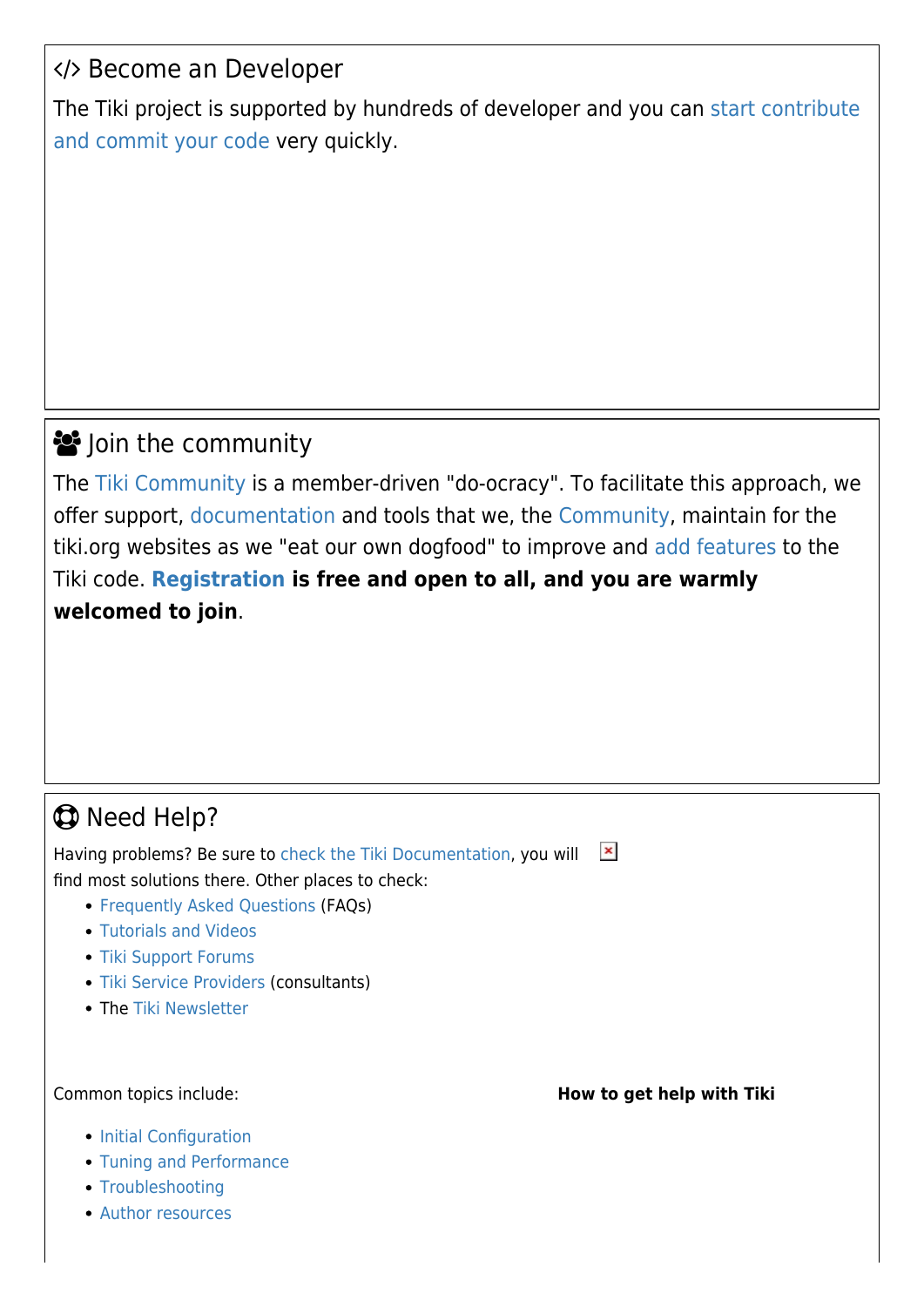## </> Become an Developer

The Tiki project is supported by hundreds of developer and you can start contribute and commit your code very quickly.

## Join the community

The Tiki Community is a member-driven "do-ocracy". To facilitate this approach, we offer support, documentation and tools that we, the Community, maintain for the tiki.org websites as we "eat our own dogfood" to improve and add features to the Tiki code. **Registration is free and open to all, and you are warmly welcomed to join**.

## Need Help?

Having problems? Be sure to check the Tiki Documentation, you will find most solutions there. Other places to check:

- Frequently Asked Questions (FAQs)
- Tutorials and Videos
- Tiki Support Forums
- Tiki Service Providers (consultants)
- The Tiki Newsletter

Common topics include:

- Initial Configuration
- Tuning and Performance
- Troubleshooting
- Author resources

**How to get help with Tiki**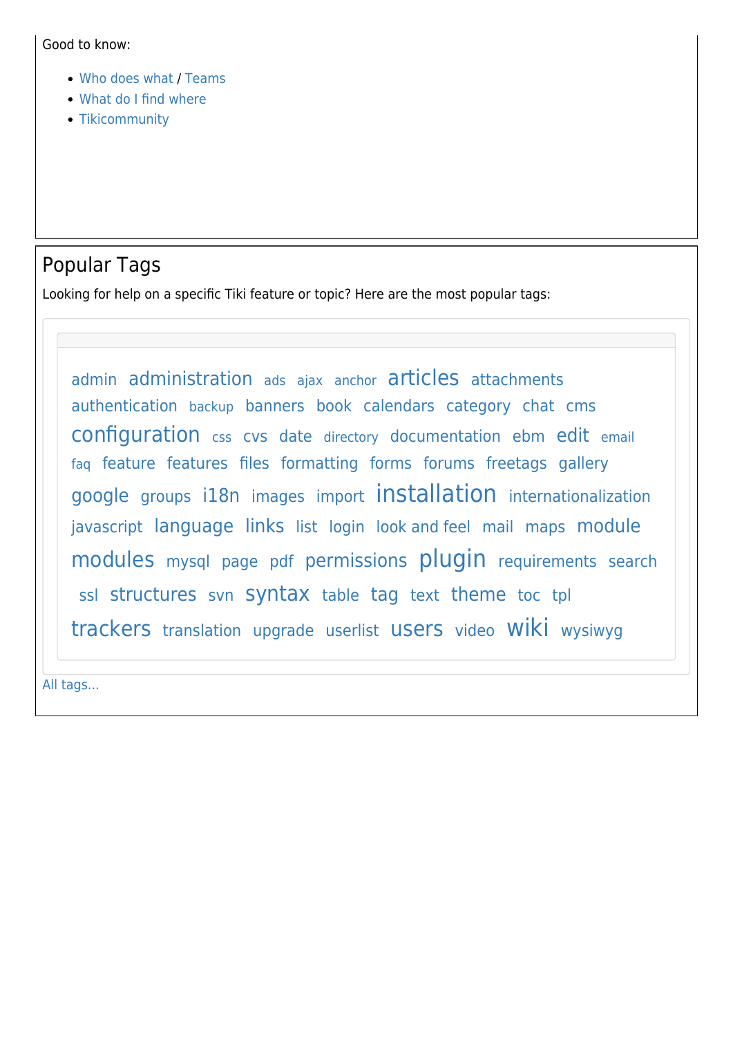Good to know:

- Who does what / Teams
- What do I find where
- Tikicommunity

## Popular Tags

Looking for help on a specific Tiki feature or topic? Here are the most popular tags:

admin administration ads ajax anchor articles attachments authentication backup banners book calendars category chat cms configuration css cvs date directory documentation ebm edit email faq feature features files formatting forms forums freetags gallery google groups i18n images import installation internationalization javascript language links list login look and feel mail maps module modules mysql page pdf permissions plugin requirements search ssl structures svn syntax table tag text theme toc tpl trackers translation upgrade userlist users video wiki wysiwyg

All tags...